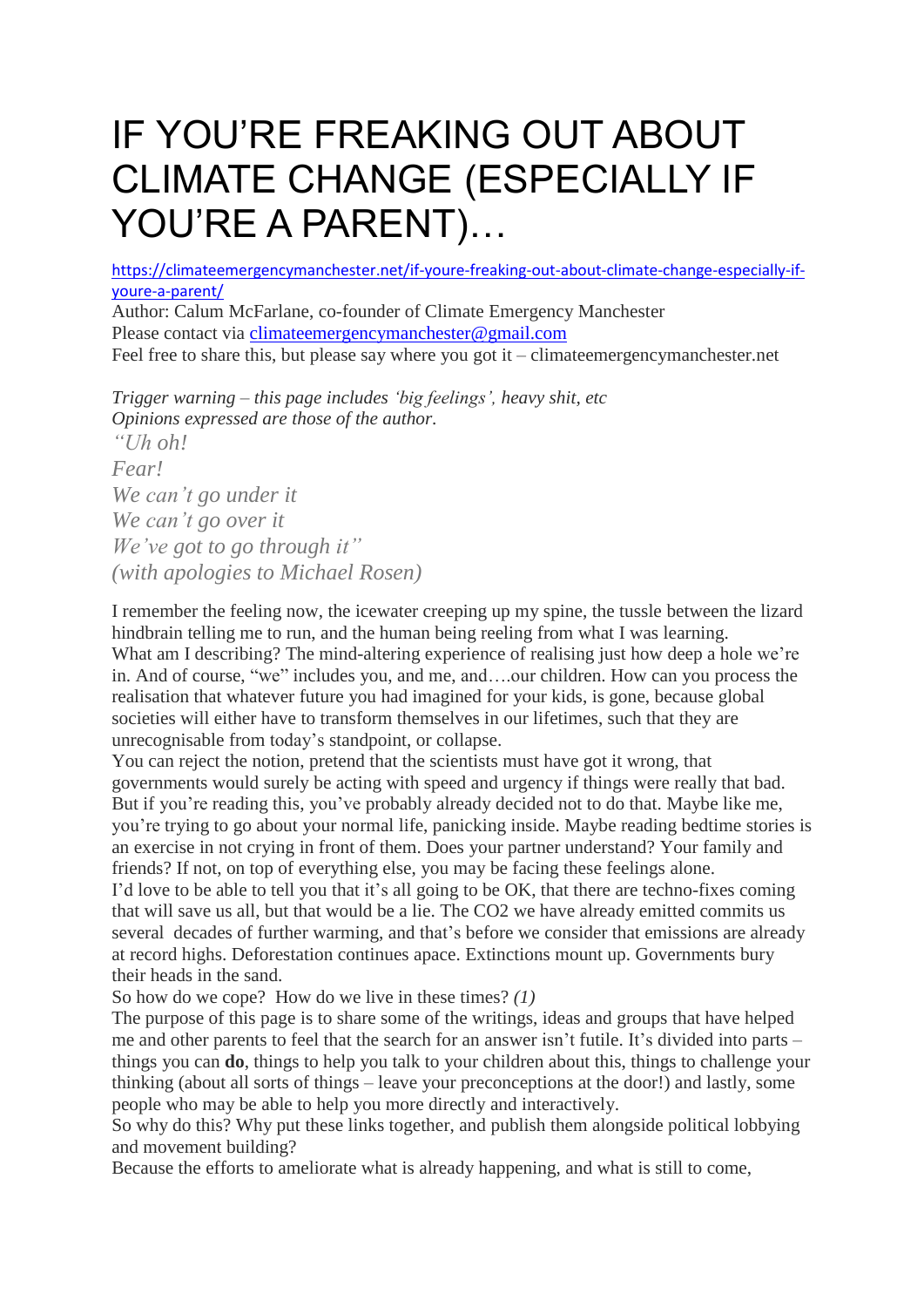# IF YOU'RE FREAKING OUT ABOUT CLIMATE CHANGE (ESPECIALLY IF YOU'RE A PARENT)…

https://climateemergencymanchester.net/if-youre-freaking-out-about-climate-change-especially-if-youre-a-parent/

Author: Calum McFarlane, co-founder of Climate Emergency Manchester
Please contact via climateemergencymanchester@gmail.com
Feel free to share this, but please say where you got it – climateemergencymanchester.net

*Trigger warning – this page includes 'big feelings', heavy shit, etc*
*Opinions expressed are those of the author.*

*"Uh oh!*
*Fear!*
*We can't go under it*
*We can't go over it*
*We've got to go through it"*
*(with apologies to Michael Rosen)*

I remember the feeling now, the icewater creeping up my spine, the tussle between the lizard hindbrain telling me to run, and the human being reeling from what I was learning.

What am I describing? The mind-altering experience of realising just how deep a hole we're in. And of course, "we" includes you, and me, and….our children. How can you process the realisation that whatever future you had imagined for your kids, is gone, because global societies will either have to transform themselves in our lifetimes, such that they are unrecognisable from today's standpoint, or collapse.

You can reject the notion, pretend that the scientists must have got it wrong, that governments would surely be acting with speed and urgency if things were really that bad. But if you're reading this, you've probably already decided not to do that. Maybe like me, you're trying to go about your normal life, panicking inside. Maybe reading bedtime stories is an exercise in not crying in front of them. Does your partner understand? Your family and friends? If not, on top of everything else, you may be facing these feelings alone.

I'd love to be able to tell you that it's all going to be OK, that there are techno-fixes coming that will save us all, but that would be a lie. The $CO_2$ we have already emitted commits us several decades of further warming, and that's before we consider that emissions are already at record highs. Deforestation continues apace. Extinctions mount up. Governments bury their heads in the sand.

So how do we cope? How do we live in these times? *(1)*

The purpose of this page is to share some of the writings, ideas and groups that have helped me and other parents to feel that the search for an answer isn't futile. It's divided into parts – things you can **do**, things to help you talk to your children about this, things to challenge your thinking (about all sorts of things – leave your preconceptions at the door!) and lastly, some people who may be able to help you more directly and interactively.

So why do this? Why put these links together, and publish them alongside political lobbying and movement building?

Because the efforts to ameliorate what is already happening, and what is still to come,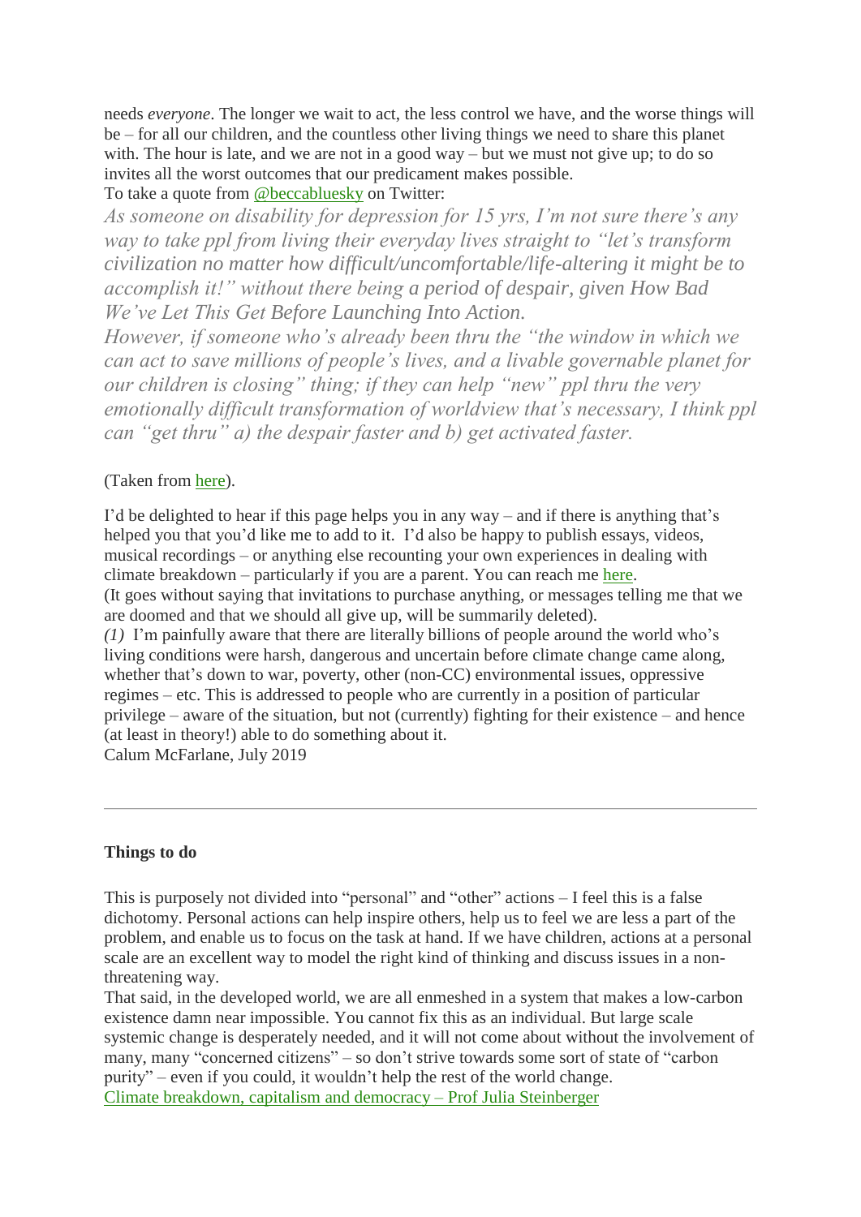needs *everyone*. The longer we wait to act, the less control we have, and the worse things will be – for all our children, and the countless other living things we need to share this planet with. The hour is late, and we are not in a good way – but we must not give up; to do so invites all the worst outcomes that our predicament makes possible.
To take a quote from [@beccabluesky](#) on Twitter:

> *As someone on disability for depression for 15 yrs, I'm not sure there's any way to take ppl from living their everyday lives straight to "let's transform civilization no matter how difficult/uncomfortable/life-altering it might be to accomplish it!" without there being a period of despair, given How Bad We've Let This Get Before Launching Into Action.*
> *However, if someone who's already been thru the "the window in which we can act to save millions of people's lives, and a livable governable planet for our children is closing" thing; if they can help "new" ppl thru the very emotionally difficult transformation of worldview that's necessary, I think ppl can "get thru" a) the despair faster and b) get activated faster.*

(Taken from [here](#)).

I'd be delighted to hear if this page helps you in any way – and if there is anything that's helped you that you'd like me to add to it. I'd also be happy to publish essays, videos, musical recordings – or anything else recounting your own experiences in dealing with climate breakdown – particularly if you are a parent. You can reach me [here](#).
(It goes without saying that invitations to purchase anything, or messages telling me that we are doomed and that we should all give up, will be summarily deleted).
*(1)* I'm painfully aware that there are literally billions of people around the world who's living conditions were harsh, dangerous and uncertain before climate change came along, whether that's down to war, poverty, other (non-CC) environmental issues, oppressive regimes – etc. This is addressed to people who are currently in a position of particular privilege – aware of the situation, but not (currently) fighting for their existence – and hence (at least in theory!) able to do something about it.
Calum McFarlane, July 2019

---

**Things to do**

This is purposely not divided into "personal" and "other" actions – I feel this is a false dichotomy. Personal actions can help inspire others, help us to feel we are less a part of the problem, and enable us to focus on the task at hand. If we have children, actions at a personal scale are an excellent way to model the right kind of thinking and discuss issues in a non-threatening way.
That said, in the developed world, we are all enmeshed in a system that makes a low-carbon existence damn near impossible. You cannot fix this as an individual. But large scale systemic change is desperately needed, and it will not come about without the involvement of many, many "concerned citizens" – so don't strive towards some sort of state of "carbon purity" – even if you could, it wouldn't help the rest of the world change.
[Climate breakdown, capitalism and democracy – Prof Julia Steinberger](#)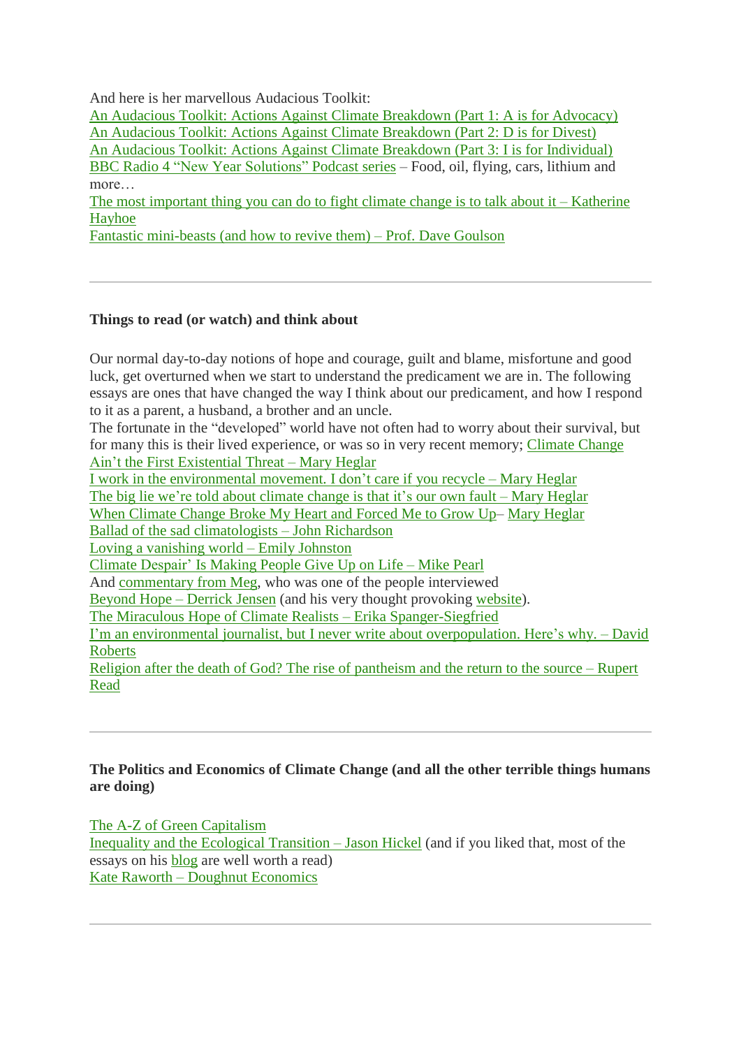And here is her marvellous Audacious Toolkit:
An Audacious Toolkit: Actions Against Climate Breakdown (Part 1: A is for Advocacy)
An Audacious Toolkit: Actions Against Climate Breakdown (Part 2: D is for Divest)
An Audacious Toolkit: Actions Against Climate Breakdown (Part 3: I is for Individual)
BBC Radio 4 "New Year Solutions" Podcast series – Food, oil, flying, cars, lithium and more…
The most important thing you can do to fight climate change is to talk about it – Katherine Hayhoe
Fantastic mini-beasts (and how to revive them) – Prof. Dave Goulson

---

**Things to read (or watch) and think about**

Our normal day-to-day notions of hope and courage, guilt and blame, misfortune and good luck, get overturned when we start to understand the predicament we are in. The following essays are ones that have changed the way I think about our predicament, and how I respond to it as a parent, a husband, a brother and an uncle.
The fortunate in the "developed" world have not often had to worry about their survival, but for many this is their lived experience, or was so in very recent memory; Climate Change Ain't the First Existential Threat – Mary Heglar
I work in the environmental movement. I don't care if you recycle – Mary Heglar
The big lie we're told about climate change is that it's our own fault – Mary Heglar
When Climate Change Broke My Heart and Forced Me to Grow Up– Mary Heglar
Ballad of the sad climatologists – John Richardson
Loving a vanishing world – Emily Johnston
Climate Despair' Is Making People Give Up on Life – Mike Pearl
And commentary from Meg, who was one of the people interviewed
Beyond Hope – Derrick Jensen (and his very thought provoking website).
The Miraculous Hope of Climate Realists – Erika Spanger-Siegfried
I'm an environmental journalist, but I never write about overpopulation. Here's why. – David Roberts
Religion after the death of God? The rise of pantheism and the return to the source – Rupert Read

---

**The Politics and Economics of Climate Change (and all the other terrible things humans are doing)**

The A-Z of Green Capitalism
Inequality and the Ecological Transition – Jason Hickel (and if you liked that, most of the essays on his blog are well worth a read)
Kate Raworth – Doughnut Economics

---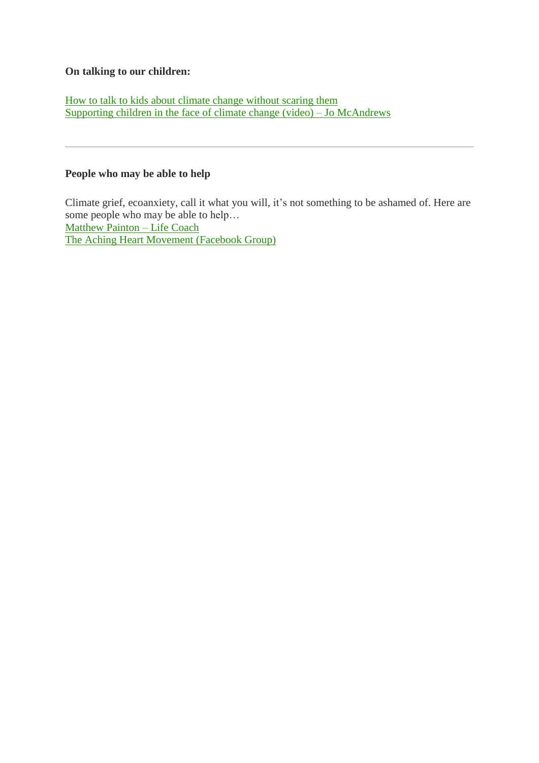**On talking to our children:**

How to talk to kids about climate change without scaring them
Supporting children in the face of climate change (video) – Jo McAndrews

---

**People who may be able to help**

Climate grief, ecoanxiety, call it what you will, it's not something to be ashamed of. Here are some people who may be able to help…
Matthew Painton – Life Coach
The Aching Heart Movement (Facebook Group)